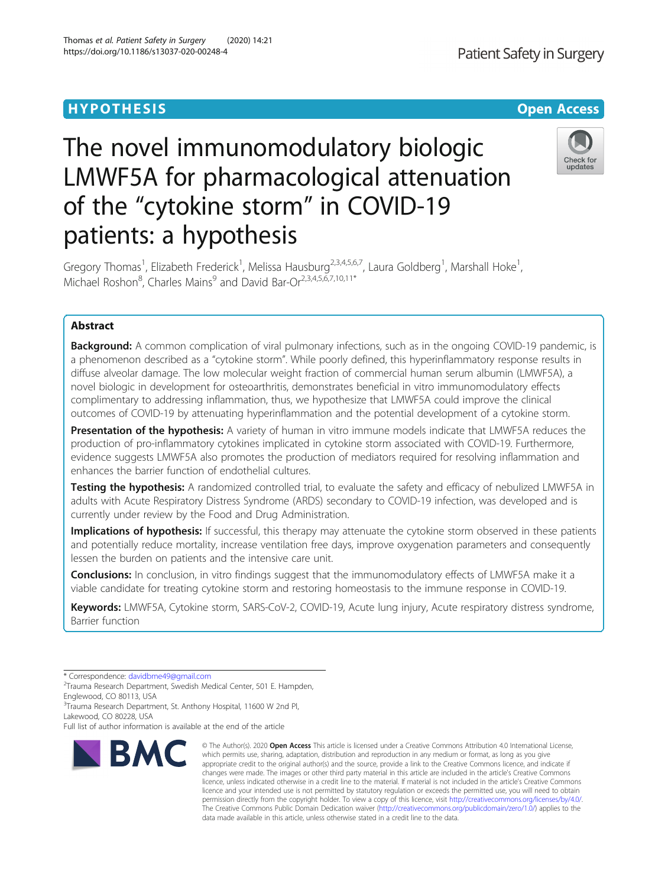HYPOTHESIS

Open Access

# The novel immunomodulatory biologic LMWF5A for pharmacological attenuation of the "cytokine storm" in COVID-19 patients: a hypothesis

Gregory Thomas[1], Elizabeth Frederick[1], Melissa Hausburg[2,3,4,5,6,7], Laura Goldberg[1], Marshall Hoke[1], Michael Roshon[8], Charles Mains[9] and David Bar-Or[2,3,4,5,6,7,10,11*]

## Abstract

**Background:** A common complication of viral pulmonary infections, such as in the ongoing COVID-19 pandemic, is a phenomenon described as a "cytokine storm". While poorly defined, this hyperinflammatory response results in diffuse alveolar damage. The low molecular weight fraction of commercial human serum albumin (LMWF5A), a novel biologic in development for osteoarthritis, demonstrates beneficial in vitro immunomodulatory effects complimentary to addressing inflammation, thus, we hypothesize that LMWF5A could improve the clinical outcomes of COVID-19 by attenuating hyperinflammation and the potential development of a cytokine storm.

**Presentation of the hypothesis:** A variety of human in vitro immune models indicate that LMWF5A reduces the production of pro-inflammatory cytokines implicated in cytokine storm associated with COVID-19. Furthermore, evidence suggests LMWF5A also promotes the production of mediators required for resolving inflammation and enhances the barrier function of endothelial cultures.

**Testing the hypothesis:** A randomized controlled trial, to evaluate the safety and efficacy of nebulized LMWF5A in adults with Acute Respiratory Distress Syndrome (ARDS) secondary to COVID-19 infection, was developed and is currently under review by the Food and Drug Administration.

**Implications of hypothesis:** If successful, this therapy may attenuate the cytokine storm observed in these patients and potentially reduce mortality, increase ventilation free days, improve oxygenation parameters and consequently lessen the burden on patients and the intensive care unit.

**Conclusions:** In conclusion, in vitro findings suggest that the immunomodulatory effects of LMWF5A make it a viable candidate for treating cytokine storm and restoring homeostasis to the immune response in COVID-19.

**Keywords:** LMWF5A, Cytokine storm, SARS-CoV-2, COVID-19, Acute lung injury, Acute respiratory distress syndrome, Barrier function

---

\* Correspondence: davidbme49@gmail.com

[2]Trauma Research Department, Swedish Medical Center, 501 E. Hampden, Englewood, CO 80113, USA

[3]Trauma Research Department, St. Anthony Hospital, 11600 W 2nd Pl, Lakewood, CO 80228, USA

Full list of author information is available at the end of the article

© The Author(s). 2020 **Open Access** This article is licensed under a Creative Commons Attribution 4.0 International License, which permits use, sharing, adaptation, distribution and reproduction in any medium or format, as long as you give appropriate credit to the original author(s) and the source, provide a link to the Creative Commons licence, and indicate if changes were made. The images or other third party material in this article are included in the article's Creative Commons licence, unless indicated otherwise in a credit line to the material. If material is not included in the article's Creative Commons licence and your intended use is not permitted by statutory regulation or exceeds the permitted use, you will need to obtain permission directly from the copyright holder. To view a copy of this licence, visit http://creativecommons.org/licenses/by/4.0/. The Creative Commons Public Domain Dedication waiver (http://creativecommons.org/publicdomain/zero/1.0/) applies to the data made available in this article, unless otherwise stated in a credit line to the data.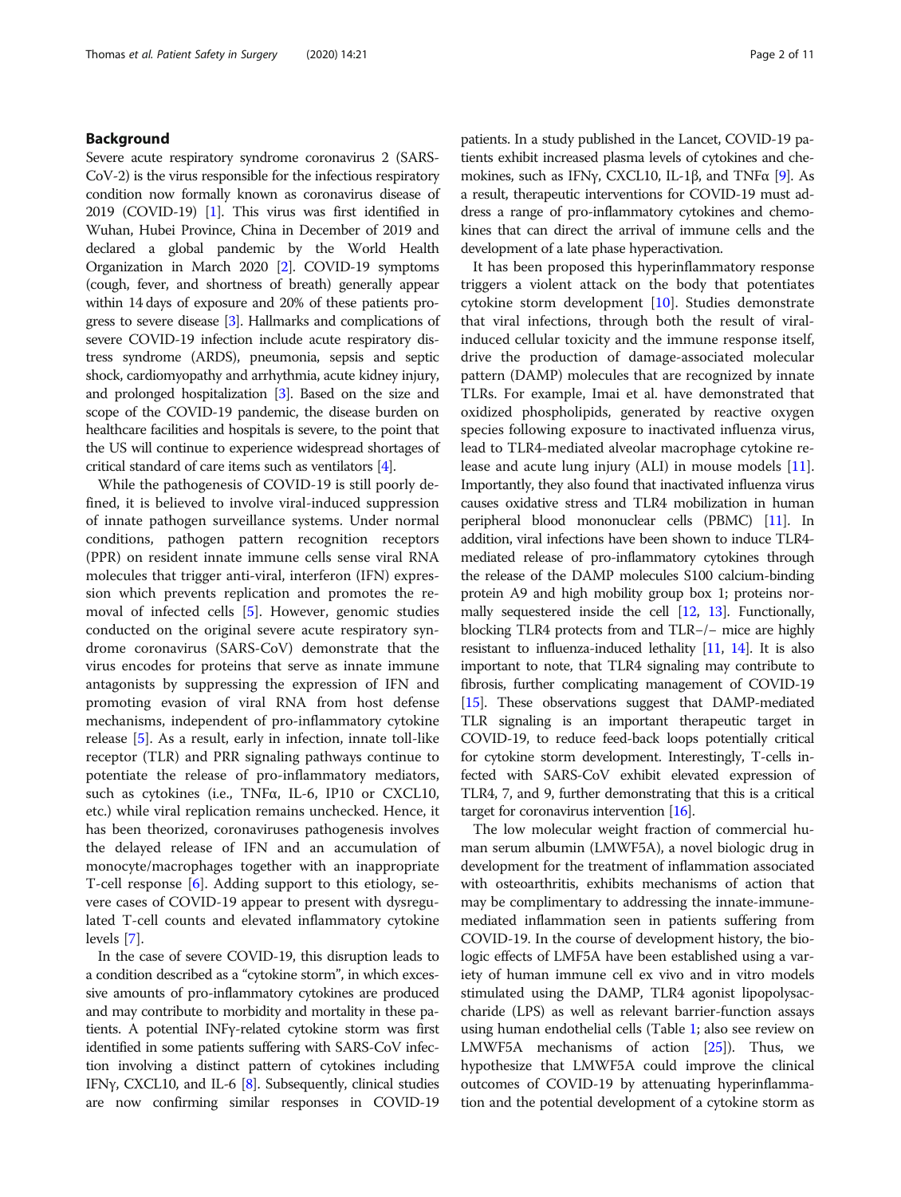## Background

Severe acute respiratory syndrome coronavirus 2 (SARS-CoV-2) is the virus responsible for the infectious respiratory condition now formally known as coronavirus disease of 2019 (COVID-19) [1]. This virus was first identified in Wuhan, Hubei Province, China in December of 2019 and declared a global pandemic by the World Health Organization in March 2020 [2]. COVID-19 symptoms (cough, fever, and shortness of breath) generally appear within 14 days of exposure and 20% of these patients progress to severe disease [3]. Hallmarks and complications of severe COVID-19 infection include acute respiratory distress syndrome (ARDS), pneumonia, sepsis and septic shock, cardiomyopathy and arrhythmia, acute kidney injury, and prolonged hospitalization [3]. Based on the size and scope of the COVID-19 pandemic, the disease burden on healthcare facilities and hospitals is severe, to the point that the US will continue to experience widespread shortages of critical standard of care items such as ventilators [4].

While the pathogenesis of COVID-19 is still poorly defined, it is believed to involve viral-induced suppression of innate pathogen surveillance systems. Under normal conditions, pathogen pattern recognition receptors (PPR) on resident innate immune cells sense viral RNA molecules that trigger anti-viral, interferon (IFN) expression which prevents replication and promotes the removal of infected cells [5]. However, genomic studies conducted on the original severe acute respiratory syndrome coronavirus (SARS-CoV) demonstrate that the virus encodes for proteins that serve as innate immune antagonists by suppressing the expression of IFN and promoting evasion of viral RNA from host defense mechanisms, independent of pro-inflammatory cytokine release [5]. As a result, early in infection, innate toll-like receptor (TLR) and PRR signaling pathways continue to potentiate the release of pro-inflammatory mediators, such as cytokines (i.e., TNFα, IL-6, IP10 or CXCL10, etc.) while viral replication remains unchecked. Hence, it has been theorized, coronaviruses pathogenesis involves the delayed release of IFN and an accumulation of monocyte/macrophages together with an inappropriate T-cell response [6]. Adding support to this etiology, severe cases of COVID-19 appear to present with dysregulated T-cell counts and elevated inflammatory cytokine levels [7].

In the case of severe COVID-19, this disruption leads to a condition described as a "cytokine storm", in which excessive amounts of pro-inflammatory cytokines are produced and may contribute to morbidity and mortality in these patients. A potential INFγ-related cytokine storm was first identified in some patients suffering with SARS-CoV infection involving a distinct pattern of cytokines including IFNγ, CXCL10, and IL-6 [8]. Subsequently, clinical studies are now confirming similar responses in COVID-19 patients. In a study published in the Lancet, COVID-19 patients exhibit increased plasma levels of cytokines and chemokines, such as IFNγ, CXCL10, IL-1β, and TNFα [9]. As a result, therapeutic interventions for COVID-19 must address a range of pro-inflammatory cytokines and chemokines that can direct the arrival of immune cells and the development of a late phase hyperactivation.

It has been proposed this hyperinflammatory response triggers a violent attack on the body that potentiates cytokine storm development [10]. Studies demonstrate that viral infections, through both the result of viral-induced cellular toxicity and the immune response itself, drive the production of damage-associated molecular pattern (DAMP) molecules that are recognized by innate TLRs. For example, Imai et al. have demonstrated that oxidized phospholipids, generated by reactive oxygen species following exposure to inactivated influenza virus, lead to TLR4-mediated alveolar macrophage cytokine release and acute lung injury (ALI) in mouse models [11]. Importantly, they also found that inactivated influenza virus causes oxidative stress and TLR4 mobilization in human peripheral blood mononuclear cells (PBMC) [11]. In addition, viral infections have been shown to induce TLR4-mediated release of pro-inflammatory cytokines through the release of the DAMP molecules S100 calcium-binding protein A9 and high mobility group box 1; proteins normally sequestered inside the cell [12, 13]. Functionally, blocking TLR4 protects from and TLR−/− mice are highly resistant to influenza-induced lethality [11, 14]. It is also important to note, that TLR4 signaling may contribute to fibrosis, further complicating management of COVID-19 [15]. These observations suggest that DAMP-mediated TLR signaling is an important therapeutic target in COVID-19, to reduce feed-back loops potentially critical for cytokine storm development. Interestingly, T-cells infected with SARS-CoV exhibit elevated expression of TLR4, 7, and 9, further demonstrating that this is a critical target for coronavirus intervention [16].

The low molecular weight fraction of commercial human serum albumin (LMWF5A), a novel biologic drug in development for the treatment of inflammation associated with osteoarthritis, exhibits mechanisms of action that may be complimentary to addressing the innate-immune-mediated inflammation seen in patients suffering from COVID-19. In the course of development history, the biologic effects of LMF5A have been established using a variety of human immune cell ex vivo and in vitro models stimulated using the DAMP, TLR4 agonist lipopolysaccharide (LPS) as well as relevant barrier-function assays using human endothelial cells (Table 1; also see review on LMWF5A mechanisms of action [25]). Thus, we hypothesize that LMWF5A could improve the clinical outcomes of COVID-19 by attenuating hyperinflammation and the potential development of a cytokine storm as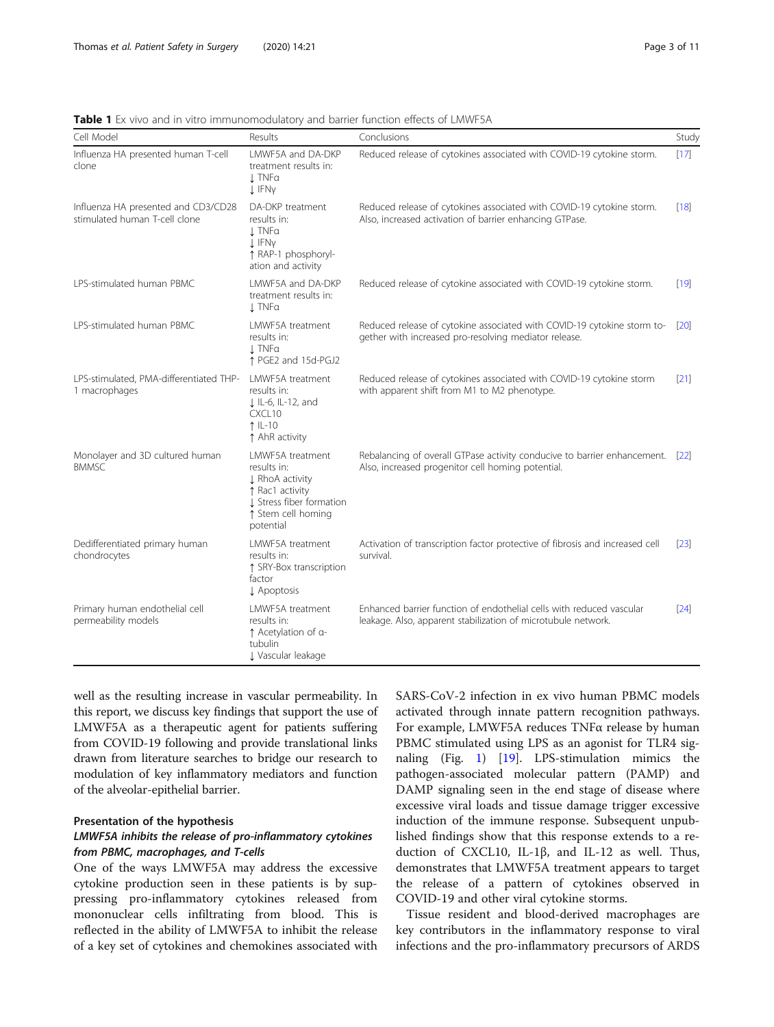**Table 1** Ex vivo and in vitro immunomodulatory and barrier function effects of LMWF5A

| Cell Model | Results | Conclusions | Study |
|---|---|---|---|
| Influenza HA presented human T-cell clone | LMWF5A and DA-DKP treatment results in:<br>↓ TNFα<br>↓ IFNγ | Reduced release of cytokines associated with COVID-19 cytokine storm. | [17] |
| Influenza HA presented and CD3/CD28 stimulated human T-cell clone | DA-DKP treatment results in:<br>↓ TNFα<br>↓ IFNγ<br>↑ RAP-1 phosphorylation and activity | Reduced release of cytokines associated with COVID-19 cytokine storm. Also, increased activation of barrier enhancing GTPase. | [18] |
| LPS-stimulated human PBMC | LMWF5A and DA-DKP treatment results in:<br>↓ TNFα | Reduced release of cytokine associated with COVID-19 cytokine storm. | [19] |
| LPS-stimulated human PBMC | LMWF5A treatment results in:<br>↓ TNFα<br>↑ PGE2 and 15d-PGJ2 | Reduced release of cytokine associated with COVID-19 cytokine storm together with increased pro-resolving mediator release. | [20] |
| LPS-stimulated, PMA-differentiated THP-1 macrophages | LMWF5A treatment results in:<br>↓ IL-6, IL-12, and CXCL10<br>↑ IL-10<br>↑ AhR activity | Reduced release of cytokines associated with COVID-19 cytokine storm with apparent shift from M1 to M2 phenotype. | [21] |
| Monolayer and 3D cultured human BMMSC | LMWF5A treatment results in:<br>↓ RhoA activity<br>↑ Rac1 activity<br>↓ Stress fiber formation<br>↑ Stem cell homing potential | Rebalancing of overall GTPase activity conducive to barrier enhancement. Also, increased progenitor cell homing potential. | [22] |
| Dedifferentiated primary human chondrocytes | LMWF5A treatment results in:<br>↑ SRY-Box transcription factor<br>↓ Apoptosis | Activation of transcription factor protective of fibrosis and increased cell survival. | [23] |
| Primary human endothelial cell permeability models | LMWF5A treatment results in:<br>↑ Acetylation of α-tubulin<br>↓ Vascular leakage | Enhanced barrier function of endothelial cells with reduced vascular leakage. Also, apparent stabilization of microtubule network. | [24] |

well as the resulting increase in vascular permeability. In this report, we discuss key findings that support the use of LMWF5A as a therapeutic agent for patients suffering from COVID-19 following and provide translational links drawn from literature searches to bridge our research to modulation of key inflammatory mediators and function of the alveolar-epithelial barrier.

## Presentation of the hypothesis

### *LMWF5A inhibits the release of pro-inflammatory cytokines from PBMC, macrophages, and T-cells*

One of the ways LMWF5A may address the excessive cytokine production seen in these patients is by suppressing pro-inflammatory cytokines released from mononuclear cells infiltrating from blood. This is reflected in the ability of LMWF5A to inhibit the release of a key set of cytokines and chemokines associated with SARS-CoV-2 infection in ex vivo human PBMC models activated through innate pattern recognition pathways. For example, LMWF5A reduces TNFα release by human PBMC stimulated using LPS as an agonist for TLR4 signaling (Fig. 1) [19]. LPS-stimulation mimics the pathogen-associated molecular pattern (PAMP) and DAMP signaling seen in the end stage of disease where excessive viral loads and tissue damage trigger excessive induction of the immune response. Subsequent unpublished findings show that this response extends to a reduction of CXCL10, IL-1β, and IL-12 as well. Thus, demonstrates that LMWF5A treatment appears to target the release of a pattern of cytokines observed in COVID-19 and other viral cytokine storms.

Tissue resident and blood-derived macrophages are key contributors in the inflammatory response to viral infections and the pro-inflammatory precursors of ARDS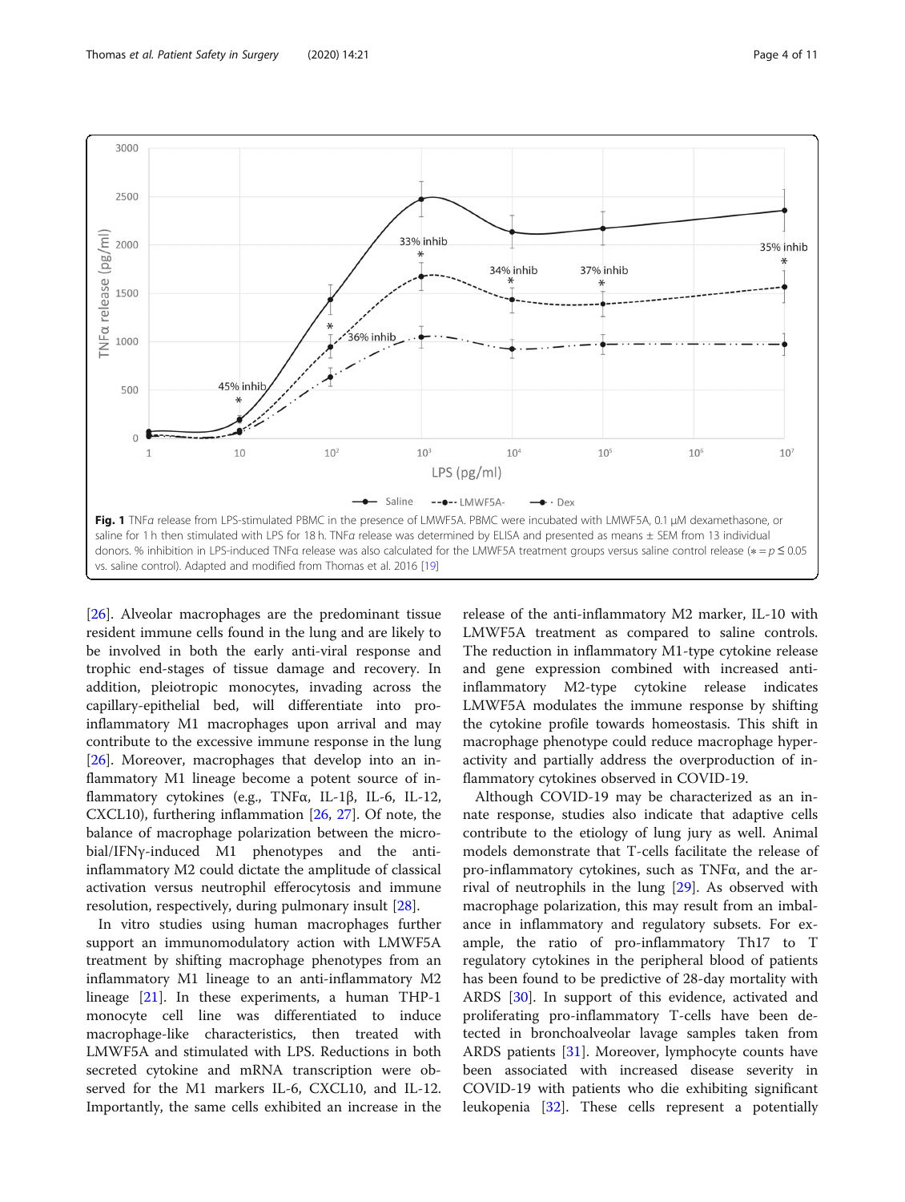Fig. 1 TNFα release from LPS-stimulated PBMC in the presence of LMWF5A. PBMC were incubated with LMWF5A, 0.1 μM dexamethasone, or saline for 1 h then stimulated with LPS for 18 h. TNFα release was determined by ELISA and presented as means ± SEM from 13 individual donors. % inhibition in LPS-induced TNFα release was also calculated for the LMWF5A treatment groups versus saline control release (* = $p \leq 0.05$ vs. saline control). Adapted and modified from Thomas et al. 2016 [19]

[26]. Alveolar macrophages are the predominant tissue resident immune cells found in the lung and are likely to be involved in both the early anti-viral response and trophic end-stages of tissue damage and recovery. In addition, pleiotropic monocytes, invading across the capillary-epithelial bed, will differentiate into pro-inflammatory M1 macrophages upon arrival and may contribute to the excessive immune response in the lung [26]. Moreover, macrophages that develop into an inflammatory M1 lineage become a potent source of inflammatory cytokines (e.g., TNFα, IL-1β, IL-6, IL-12, CXCL10), furthering inflammation [26, 27]. Of note, the balance of macrophage polarization between the microbial/IFNγ-induced M1 phenotypes and the anti-inflammatory M2 could dictate the amplitude of classical activation versus neutrophil efferocytosis and immune resolution, respectively, during pulmonary insult [28].

In vitro studies using human macrophages further support an immunomodulatory action with LMWF5A treatment by shifting macrophage phenotypes from an inflammatory M1 lineage to an anti-inflammatory M2 lineage [21]. In these experiments, a human THP-1 monocyte cell line was differentiated to induce macrophage-like characteristics, then treated with LMWF5A and stimulated with LPS. Reductions in both secreted cytokine and mRNA transcription were observed for the M1 markers IL-6, CXCL10, and IL-12. Importantly, the same cells exhibited an increase in the release of the anti-inflammatory M2 marker, IL-10 with LMWF5A treatment as compared to saline controls. The reduction in inflammatory M1-type cytokine release and gene expression combined with increased anti-inflammatory M2-type cytokine release indicates LMWF5A modulates the immune response by shifting the cytokine profile towards homeostasis. This shift in macrophage phenotype could reduce macrophage hyperactivity and partially address the overproduction of inflammatory cytokines observed in COVID-19.

Although COVID-19 may be characterized as an innate response, studies also indicate that adaptive cells contribute to the etiology of lung jury as well. Animal models demonstrate that T-cells facilitate the release of pro-inflammatory cytokines, such as TNFα, and the arrival of neutrophils in the lung [29]. As observed with macrophage polarization, this may result from an imbalance in inflammatory and regulatory subsets. For example, the ratio of pro-inflammatory Th17 to T regulatory cytokines in the peripheral blood of patients has been found to be predictive of 28-day mortality with ARDS [30]. In support of this evidence, activated and proliferating pro-inflammatory T-cells have been detected in bronchoalveolar lavage samples taken from ARDS patients [31]. Moreover, lymphocyte counts have been associated with increased disease severity in COVID-19 with patients who die exhibiting significant leukopenia [32]. These cells represent a potentially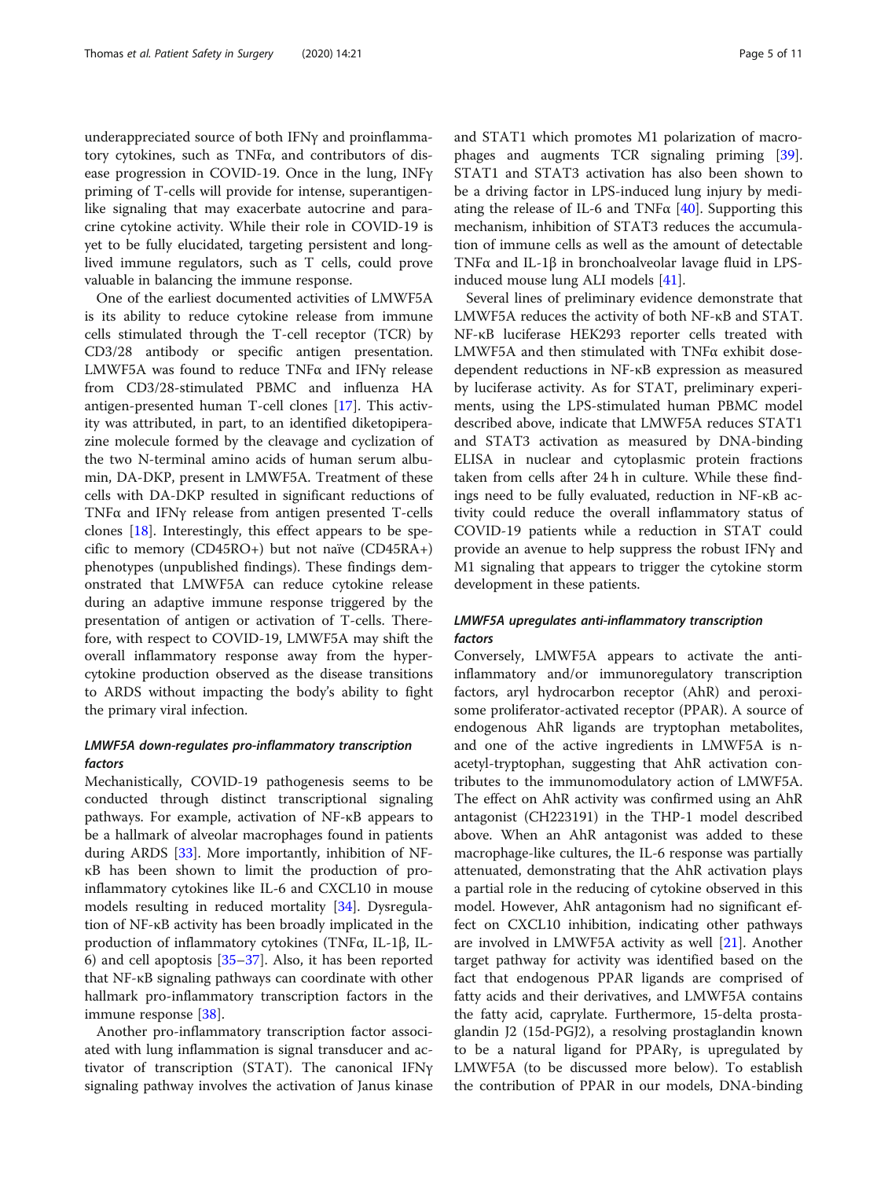underappreciated source of both IFNγ and proinflammatory cytokines, such as TNFα, and contributors of disease progression in COVID-19. Once in the lung, INFγ priming of T-cells will provide for intense, superantigen-like signaling that may exacerbate autocrine and paracrine cytokine activity. While their role in COVID-19 is yet to be fully elucidated, targeting persistent and long-lived immune regulators, such as T cells, could prove valuable in balancing the immune response.

One of the earliest documented activities of LMWF5A is its ability to reduce cytokine release from immune cells stimulated through the T-cell receptor (TCR) by CD3/28 antibody or specific antigen presentation. LMWF5A was found to reduce TNFα and IFNγ release from CD3/28-stimulated PBMC and influenza HA antigen-presented human T-cell clones [17]. This activity was attributed, in part, to an identified diketopiperazine molecule formed by the cleavage and cyclization of the two N-terminal amino acids of human serum albumin, DA-DKP, present in LMWF5A. Treatment of these cells with DA-DKP resulted in significant reductions of TNFα and IFNγ release from antigen presented T-cells clones [18]. Interestingly, this effect appears to be specific to memory (CD45RO+) but not naïve (CD45RA+) phenotypes (unpublished findings). These findings demonstrated that LMWF5A can reduce cytokine release during an adaptive immune response triggered by the presentation of antigen or activation of T-cells. Therefore, with respect to COVID-19, LMWF5A may shift the overall inflammatory response away from the hyper-cytokine production observed as the disease transitions to ARDS without impacting the body's ability to fight the primary viral infection.

### *LMWF5A down-regulates pro-inflammatory transcription factors*

Mechanistically, COVID-19 pathogenesis seems to be conducted through distinct transcriptional signaling pathways. For example, activation of NF-κB appears to be a hallmark of alveolar macrophages found in patients during ARDS [33]. More importantly, inhibition of NF-κB has been shown to limit the production of pro-inflammatory cytokines like IL-6 and CXCL10 in mouse models resulting in reduced mortality [34]. Dysregulation of NF-κB activity has been broadly implicated in the production of inflammatory cytokines (TNFα, IL-1β, IL-6) and cell apoptosis [35–37]. Also, it has been reported that NF-κB signaling pathways can coordinate with other hallmark pro-inflammatory transcription factors in the immune response [38].

Another pro-inflammatory transcription factor associated with lung inflammation is signal transducer and activator of transcription (STAT). The canonical IFNγ signaling pathway involves the activation of Janus kinase and STAT1 which promotes M1 polarization of macrophages and augments TCR signaling priming [39]. STAT1 and STAT3 activation has also been shown to be a driving factor in LPS-induced lung injury by mediating the release of IL-6 and TNFα [40]. Supporting this mechanism, inhibition of STAT3 reduces the accumulation of immune cells as well as the amount of detectable TNFα and IL-1β in bronchoalveolar lavage fluid in LPS-induced mouse lung ALI models [41].

Several lines of preliminary evidence demonstrate that LMWF5A reduces the activity of both NF-κB and STAT. NF-κB luciferase HEK293 reporter cells treated with LMWF5A and then stimulated with TNFα exhibit dose-dependent reductions in NF-κB expression as measured by luciferase activity. As for STAT, preliminary experiments, using the LPS-stimulated human PBMC model described above, indicate that LMWF5A reduces STAT1 and STAT3 activation as measured by DNA-binding ELISA in nuclear and cytoplasmic protein fractions taken from cells after 24 h in culture. While these findings need to be fully evaluated, reduction in NF-κB activity could reduce the overall inflammatory status of COVID-19 patients while a reduction in STAT could provide an avenue to help suppress the robust IFNγ and M1 signaling that appears to trigger the cytokine storm development in these patients.

### *LMWF5A upregulates anti-inflammatory transcription factors*

Conversely, LMWF5A appears to activate the anti-inflammatory and/or immunoregulatory transcription factors, aryl hydrocarbon receptor (AhR) and peroxisome proliferator-activated receptor (PPAR). A source of endogenous AhR ligands are tryptophan metabolites, and one of the active ingredients in LMWF5A is n-acetyl-tryptophan, suggesting that AhR activation contributes to the immunomodulatory action of LMWF5A. The effect on AhR activity was confirmed using an AhR antagonist (CH223191) in the THP-1 model described above. When an AhR antagonist was added to these macrophage-like cultures, the IL-6 response was partially attenuated, demonstrating that the AhR activation plays a partial role in the reducing of cytokine observed in this model. However, AhR antagonism had no significant effect on CXCL10 inhibition, indicating other pathways are involved in LMWF5A activity as well [21]. Another target pathway for activity was identified based on the fact that endogenous PPAR ligands are comprised of fatty acids and their derivatives, and LMWF5A contains the fatty acid, caprylate. Furthermore, 15-delta prostaglandin J2 (15d-PGJ2), a resolving prostaglandin known to be a natural ligand for PPARγ, is upregulated by LMWF5A (to be discussed more below). To establish the contribution of PPAR in our models, DNA-binding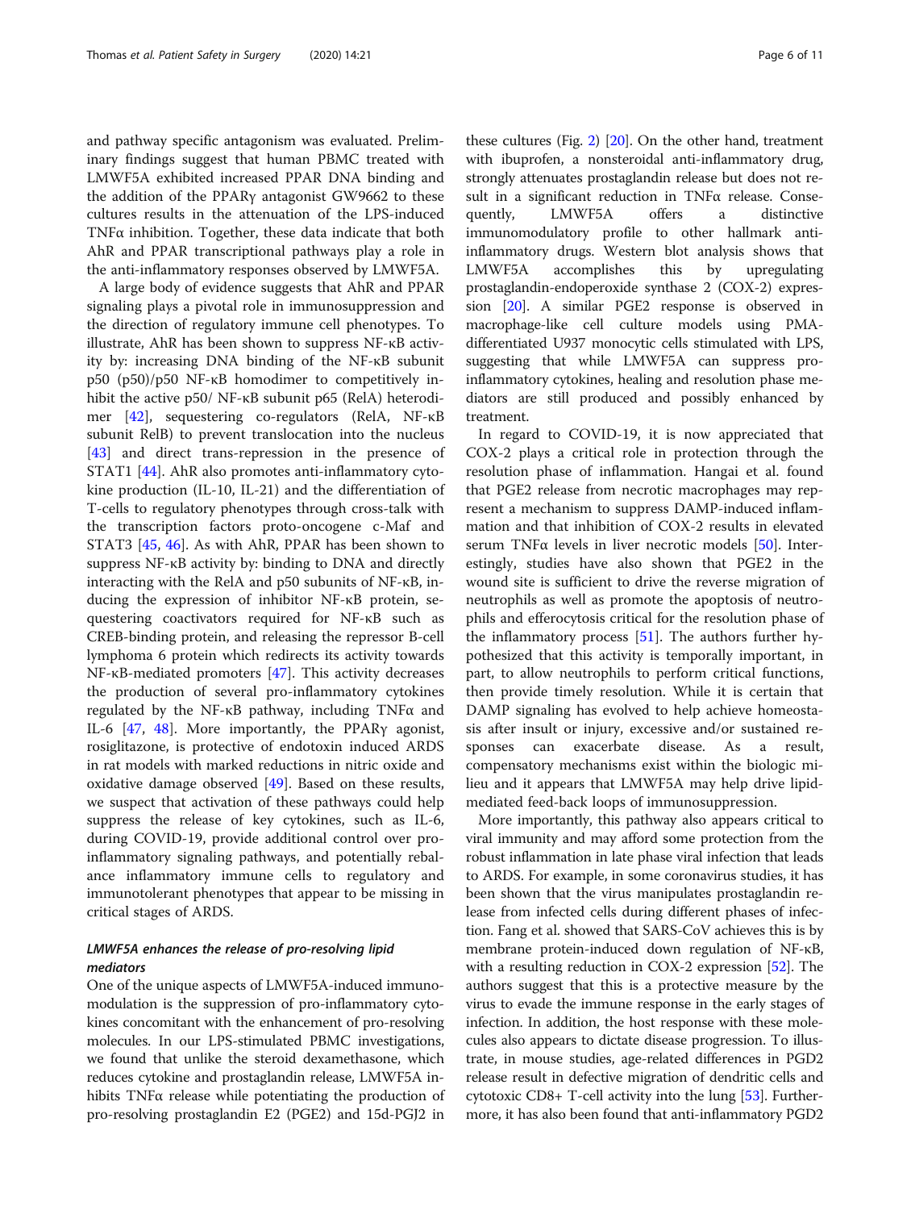and pathway specific antagonism was evaluated. Preliminary findings suggest that human PBMC treated with LMWF5A exhibited increased PPAR DNA binding and the addition of the PPARγ antagonist GW9662 to these cultures results in the attenuation of the LPS-induced TNFα inhibition. Together, these data indicate that both AhR and PPAR transcriptional pathways play a role in the anti-inflammatory responses observed by LMWF5A.

A large body of evidence suggests that AhR and PPAR signaling plays a pivotal role in immunosuppression and the direction of regulatory immune cell phenotypes. To illustrate, AhR has been shown to suppress NF-κB activity by: increasing DNA binding of the NF-κB subunit p50 (p50)/p50 NF-κB homodimer to competitively inhibit the active p50/ NF-κB subunit p65 (RelA) heterodimer [42], sequestering co-regulators (RelA, NF-κB subunit RelB) to prevent translocation into the nucleus [43] and direct trans-repression in the presence of STAT1 [44]. AhR also promotes anti-inflammatory cytokine production (IL-10, IL-21) and the differentiation of T-cells to regulatory phenotypes through cross-talk with the transcription factors proto-oncogene c-Maf and STAT3 [45, 46]. As with AhR, PPAR has been shown to suppress NF-κB activity by: binding to DNA and directly interacting with the RelA and p50 subunits of NF-κB, inducing the expression of inhibitor NF-κB protein, sequestering coactivators required for NF-κB such as CREB-binding protein, and releasing the repressor B-cell lymphoma 6 protein which redirects its activity towards NF-κB-mediated promoters [47]. This activity decreases the production of several pro-inflammatory cytokines regulated by the NF-κB pathway, including TNFα and IL-6 [47, 48]. More importantly, the PPARγ agonist, rosiglitazone, is protective of endotoxin induced ARDS in rat models with marked reductions in nitric oxide and oxidative damage observed [49]. Based on these results, we suspect that activation of these pathways could help suppress the release of key cytokines, such as IL-6, during COVID-19, provide additional control over pro-inflammatory signaling pathways, and potentially rebalance inflammatory immune cells to regulatory and immunotolerant phenotypes that appear to be missing in critical stages of ARDS.

### *LMWF5A enhances the release of pro-resolving lipid mediators*

One of the unique aspects of LMWF5A-induced immunomodulation is the suppression of pro-inflammatory cytokines concomitant with the enhancement of pro-resolving molecules. In our LPS-stimulated PBMC investigations, we found that unlike the steroid dexamethasone, which reduces cytokine and prostaglandin release, LMWF5A inhibits TNFα release while potentiating the production of pro-resolving prostaglandin E2 (PGE2) and 15d-PGJ2 in these cultures (Fig. 2) [20]. On the other hand, treatment with ibuprofen, a nonsteroidal anti-inflammatory drug, strongly attenuates prostaglandin release but does not result in a significant reduction in TNFα release. Consequently, LMWF5A offers a distinctive immunomodulatory profile to other hallmark anti-inflammatory drugs. Western blot analysis shows that LMWF5A accomplishes this by upregulating prostaglandin-endoperoxide synthase 2 (COX-2) expression [20]. A similar PGE2 response is observed in macrophage-like cell culture models using PMA-differentiated U937 monocytic cells stimulated with LPS, suggesting that while LMWF5A can suppress pro-inflammatory cytokines, healing and resolution phase mediators are still produced and possibly enhanced by treatment.

In regard to COVID-19, it is now appreciated that COX-2 plays a critical role in protection through the resolution phase of inflammation. Hangai et al. found that PGE2 release from necrotic macrophages may represent a mechanism to suppress DAMP-induced inflammation and that inhibition of COX-2 results in elevated serum TNFα levels in liver necrotic models [50]. Interestingly, studies have also shown that PGE2 in the wound site is sufficient to drive the reverse migration of neutrophils as well as promote the apoptosis of neutrophils and efferocytosis critical for the resolution phase of the inflammatory process [51]. The authors further hypothesized that this activity is temporally important, in part, to allow neutrophils to perform critical functions, then provide timely resolution. While it is certain that DAMP signaling has evolved to help achieve homeostasis after insult or injury, excessive and/or sustained responses can exacerbate disease. As a result, compensatory mechanisms exist within the biologic milieu and it appears that LMWF5A may help drive lipid-mediated feed-back loops of immunosuppression.

More importantly, this pathway also appears critical to viral immunity and may afford some protection from the robust inflammation in late phase viral infection that leads to ARDS. For example, in some coronavirus studies, it has been shown that the virus manipulates prostaglandin release from infected cells during different phases of infection. Fang et al. showed that SARS-CoV achieves this is by membrane protein-induced down regulation of NF-κB, with a resulting reduction in COX-2 expression [52]. The authors suggest that this is a protective measure by the virus to evade the immune response in the early stages of infection. In addition, the host response with these molecules also appears to dictate disease progression. To illustrate, in mouse studies, age-related differences in PGD2 release result in defective migration of dendritic cells and cytotoxic CD8+ T-cell activity into the lung [53]. Furthermore, it has also been found that anti-inflammatory PGD2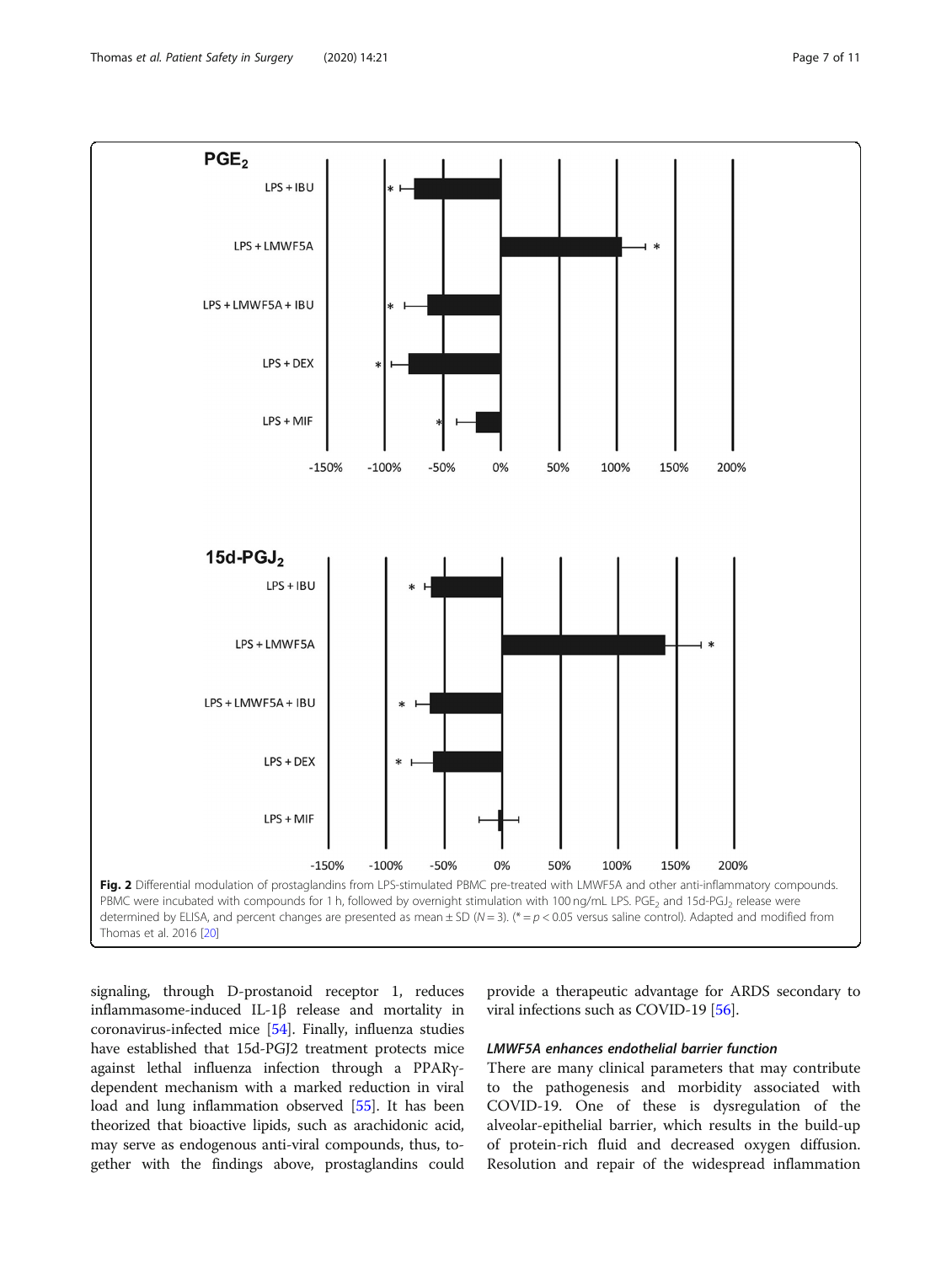Fig. 2 Differential modulation of prostaglandins from LPS-stimulated PBMC pre-treated with LMWF5A and other anti-inflammatory compounds. PBMC were incubated with compounds for 1 h, followed by overnight stimulation with 100 ng/mL LPS. $PGE_2$ and 15d-$PGJ_2$ release were determined by ELISA, and percent changes are presented as mean ± SD ($N = 3$). (* = $p < 0.05$ versus saline control). Adapted and modified from Thomas et al. 2016 [20]

signaling, through D-prostanoid receptor 1, reduces inflammasome-induced IL-1β release and mortality in coronavirus-infected mice [54]. Finally, influenza studies have established that 15d-PGJ2 treatment protects mice against lethal influenza infection through a PPARγ-dependent mechanism with a marked reduction in viral load and lung inflammation observed [55]. It has been theorized that bioactive lipids, such as arachidonic acid, may serve as endogenous anti-viral compounds, thus, together with the findings above, prostaglandins could provide a therapeutic advantage for ARDS secondary to viral infections such as COVID-19 [56].

### LMWF5A enhances endothelial barrier function

There are many clinical parameters that may contribute to the pathogenesis and morbidity associated with COVID-19. One of these is dysregulation of the alveolar-epithelial barrier, which results in the build-up of protein-rich fluid and decreased oxygen diffusion. Resolution and repair of the widespread inflammation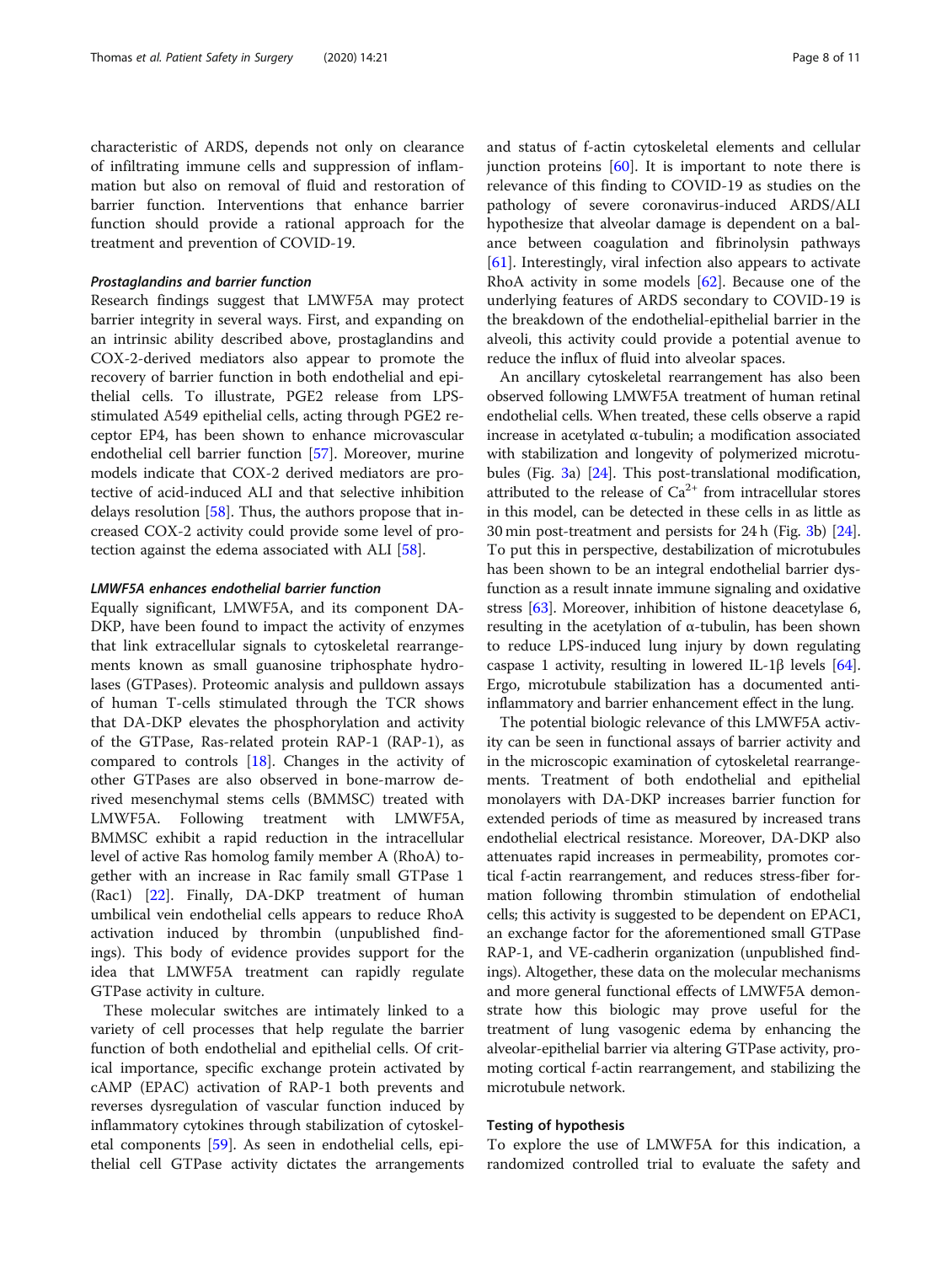characteristic of ARDS, depends not only on clearance of infiltrating immune cells and suppression of inflammation but also on removal of fluid and restoration of barrier function. Interventions that enhance barrier function should provide a rational approach for the treatment and prevention of COVID-19.

#### *Prostaglandins and barrier function*

Research findings suggest that LMWF5A may protect barrier integrity in several ways. First, and expanding on an intrinsic ability described above, prostaglandins and COX-2-derived mediators also appear to promote the recovery of barrier function in both endothelial and epithelial cells. To illustrate, PGE2 release from LPS-stimulated A549 epithelial cells, acting through PGE2 receptor EP4, has been shown to enhance microvascular endothelial cell barrier function [57]. Moreover, murine models indicate that COX-2 derived mediators are protective of acid-induced ALI and that selective inhibition delays resolution [58]. Thus, the authors propose that increased COX-2 activity could provide some level of protection against the edema associated with ALI [58].

#### *LMWF5A enhances endothelial barrier function*

Equally significant, LMWF5A, and its component DA-DKP, have been found to impact the activity of enzymes that link extracellular signals to cytoskeletal rearrangements known as small guanosine triphosphate hydrolases (GTPases). Proteomic analysis and pulldown assays of human T-cells stimulated through the TCR shows that DA-DKP elevates the phosphorylation and activity of the GTPase, Ras-related protein RAP-1 (RAP-1), as compared to controls [18]. Changes in the activity of other GTPases are also observed in bone-marrow derived mesenchymal stems cells (BMMSC) treated with LMWF5A. Following treatment with LMWF5A, BMMSC exhibit a rapid reduction in the intracellular level of active Ras homolog family member A (RhoA) together with an increase in Rac family small GTPase 1 (Rac1) [22]. Finally, DA-DKP treatment of human umbilical vein endothelial cells appears to reduce RhoA activation induced by thrombin (unpublished findings). This body of evidence provides support for the idea that LMWF5A treatment can rapidly regulate GTPase activity in culture.

These molecular switches are intimately linked to a variety of cell processes that help regulate the barrier function of both endothelial and epithelial cells. Of critical importance, specific exchange protein activated by cAMP (EPAC) activation of RAP-1 both prevents and reverses dysregulation of vascular function induced by inflammatory cytokines through stabilization of cytoskeletal components [59]. As seen in endothelial cells, epithelial cell GTPase activity dictates the arrangements and status of f-actin cytoskeletal elements and cellular junction proteins [60]. It is important to note there is relevance of this finding to COVID-19 as studies on the pathology of severe coronavirus-induced ARDS/ALI hypothesize that alveolar damage is dependent on a balance between coagulation and fibrinolysin pathways [61]. Interestingly, viral infection also appears to activate RhoA activity in some models [62]. Because one of the underlying features of ARDS secondary to COVID-19 is the breakdown of the endothelial-epithelial barrier in the alveoli, this activity could provide a potential avenue to reduce the influx of fluid into alveolar spaces.

An ancillary cytoskeletal rearrangement has also been observed following LMWF5A treatment of human retinal endothelial cells. When treated, these cells observe a rapid increase in acetylated α-tubulin; a modification associated with stabilization and longevity of polymerized microtubules (Fig. 3a) [24]. This post-translational modification, attributed to the release of $Ca^{2+}$ from intracellular stores in this model, can be detected in these cells in as little as 30 min post-treatment and persists for 24 h (Fig. 3b) [24]. To put this in perspective, destabilization of microtubules has been shown to be an integral endothelial barrier dysfunction as a result innate immune signaling and oxidative stress [63]. Moreover, inhibition of histone deacetylase 6, resulting in the acetylation of α-tubulin, has been shown to reduce LPS-induced lung injury by down regulating caspase 1 activity, resulting in lowered IL-1β levels [64]. Ergo, microtubule stabilization has a documented anti-inflammatory and barrier enhancement effect in the lung.

The potential biologic relevance of this LMWF5A activity can be seen in functional assays of barrier activity and in the microscopic examination of cytoskeletal rearrangements. Treatment of both endothelial and epithelial monolayers with DA-DKP increases barrier function for extended periods of time as measured by increased trans endothelial electrical resistance. Moreover, DA-DKP also attenuates rapid increases in permeability, promotes cortical f-actin rearrangement, and reduces stress-fiber formation following thrombin stimulation of endothelial cells; this activity is suggested to be dependent on EPAC1, an exchange factor for the aforementioned small GTPase RAP-1, and VE-cadherin organization (unpublished findings). Altogether, these data on the molecular mechanisms and more general functional effects of LMWF5A demonstrate how this biologic may prove useful for the treatment of lung vasogenic edema by enhancing the alveolar-epithelial barrier via altering GTPase activity, promoting cortical f-actin rearrangement, and stabilizing the microtubule network.

### Testing of hypothesis

To explore the use of LMWF5A for this indication, a randomized controlled trial to evaluate the safety and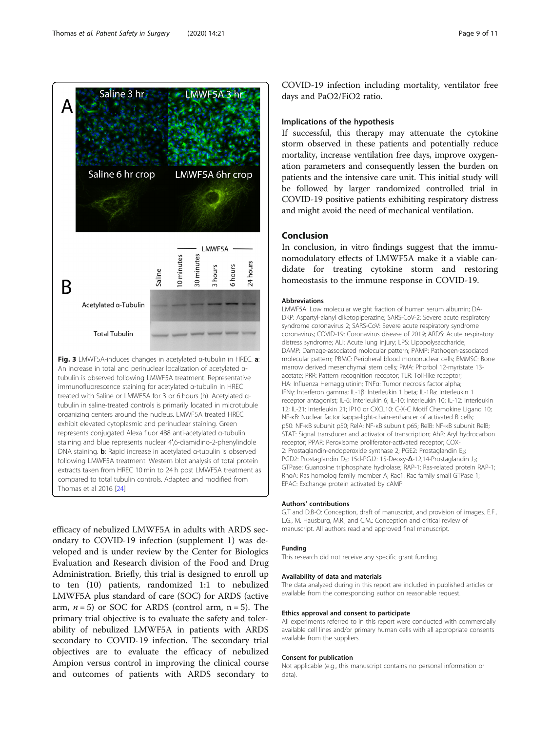Fig. 3 LMWF5A-induces changes in acetylated α-tubulin in HREC. **a**: An increase in total and perinuclear localization of acetylated α-tubulin is observed following LMWF5A treatment. Representative immunofluorescence staining for acetylated α-tubulin in HREC treated with Saline or LMWF5A for 3 or 6 hours (h). Acetylated α-tubulin in saline-treated controls is primarily located in microtubule organizing centers around the nucleus. LMWF5A treated HREC exhibit elevated cytoplasmic and perinuclear staining. Green represents conjugated Alexa fluor 488 anti-acetylated α-tubulin staining and blue represents nuclear 4′,6-diamidino-2-phenylindole DNA staining. **b**: Rapid increase in acetylated α-tubulin is observed following LMWF5A treatment. Western blot analysis of total protein extracts taken from HREC 10 min to 24 h post LMWF5A treatment as compared to total tubulin controls. Adapted and modified from Thomas et al 2016 [24]

efficacy of nebulized LMWF5A in adults with ARDS secondary to COVID-19 infection (supplement 1) was developed and is under review by the Center for Biologics Evaluation and Research division of the Food and Drug Administration. Briefly, this trial is designed to enroll up to ten (10) patients, randomized 1:1 to nebulized LMWF5A plus standard of care (SOC) for ARDS (active arm, $n = 5$) or SOC for ARDS (control arm, n = 5). The primary trial objective is to evaluate the safety and tolerability of nebulized LMWF5A in patients with ARDS secondary to COVID-19 infection. The secondary trial objectives are to evaluate the efficacy of nebulized Ampion versus control in improving the clinical course and outcomes of patients with ARDS secondary to COVID-19 infection including mortality, ventilator free days and PaO2/FiO2 ratio.

### Implications of the hypothesis

If successful, this therapy may attenuate the cytokine storm observed in these patients and potentially reduce mortality, increase ventilation free days, improve oxygenation parameters and consequently lessen the burden on patients and the intensive care unit. This initial study will be followed by larger randomized controlled trial in COVID-19 positive patients exhibiting respiratory distress and might avoid the need of mechanical ventilation.

## Conclusion

In conclusion, in vitro findings suggest that the immunomodulatory effects of LMWF5A make it a viable candidate for treating cytokine storm and restoring homeostasis to the immune response in COVID-19.

#### Abbreviations

LMWF5A: Low molecular weight fraction of human serum albumin; DA-DKP: Aspartyl-alanyl diketopiperazine; SARS-CoV-2: Severe acute respiratory syndrome coronavirus 2; SARS-CoV: Severe acute respiratory syndrome coronavirus; COVID-19: Coronavirus disease of 2019; ARDS: Acute respiratory distress syndrome; ALI: Acute lung injury; LPS: Lipopolysaccharide; DAMP: Damage-associated molecular pattern; PAMP: Pathogen-associated molecular pattern; PBMC: Peripheral blood mononuclear cells; BMMSC: Bone marrow derived mesenchymal stem cells; PMA: Phorbol 12-myristate 13-acetate; PRR: Pattern recognition receptor; TLR: Toll-like receptor; HA: Influenza Hemagglutinin; TNFα: Tumor necrosis factor alpha; IFNγ: Interferon gamma; IL-1β: Interleukin 1 beta; IL-1Ra: Interleukin 1 receptor antagonist; IL-6: Interleukin 6; IL-10: Interleukin 10; IL-12: Interleukin 12; IL-21: Interleukin 21; IP10 or CXCL10: C-X-C Motif Chemokine Ligand 10; NF-κB: Nuclear factor kappa-light-chain-enhancer of activated B cells; p50: NF-κB subunit p50; RelA: NF-κB subunit p65; RelB: NF-κB subunit RelB; STAT: Signal transducer and activator of transcription; AhR: Aryl hydrocarbon receptor; PPAR: Peroxisome proliferator-activated receptor; COX-2: Prostaglandin-endoperoxide synthase 2; PGE2: Prostaglandin $E_2$; PGD2: Prostaglandin $D_2$; 15d-PGJ2: 15-Deoxy-Δ-12,14-Prostaglandin $J_2$; GTPase: Guanosine triphosphate hydrolase; RAP-1: Ras-related protein RAP-1; RhoA: Ras homolog family member A; Rac1: Rac family small GTPase 1; EPAC: Exchange protein activated by cAMP

#### Authors' contributions

G.T and D.B-O: Conception, draft of manuscript, and provision of images. E.F., L.G., M. Hausburg, M.R., and C.M.: Conception and critical review of manuscript. All authors read and approved final manuscript.

#### Funding

This research did not receive any specific grant funding.

#### Availability of data and materials

The data analyzed during in this report are included in published articles or available from the corresponding author on reasonable request.

#### Ethics approval and consent to participate

All experiments referred to in this report were conducted with commercially available cell lines and/or primary human cells with all appropriate consents available from the suppliers.

#### Consent for publication

Not applicable (e.g., this manuscript contains no personal information or data).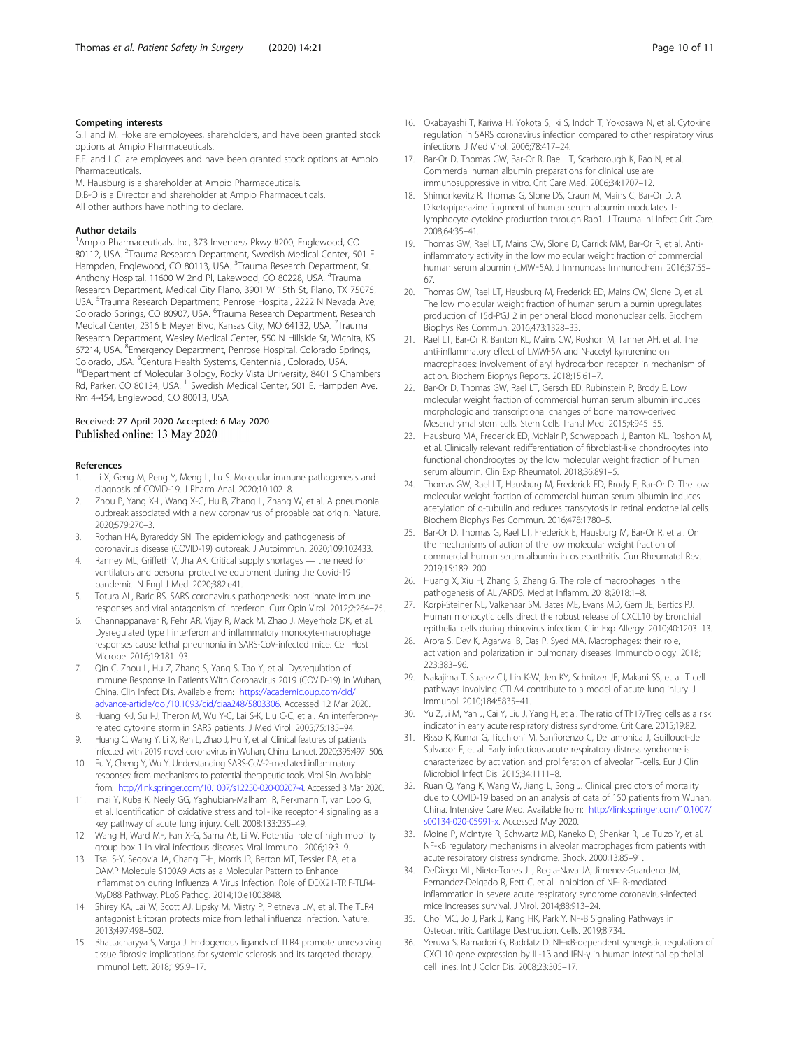### Competing interests

G.T and M. Hoke are employees, shareholders, and have been granted stock options at Ampio Pharmaceuticals.

E.F. and L.G. are employees and have been granted stock options at Ampio Pharmaceuticals.

M. Hausburg is a shareholder at Ampio Pharmaceuticals.

D.B-O is a Director and shareholder at Ampio Pharmaceuticals.

All other authors have nothing to declare.

### Author details

[1]Ampio Pharmaceuticals, Inc, 373 Inverness Pkwy #200, Englewood, CO 80112, USA. [2]Trauma Research Department, Swedish Medical Center, 501 E. Hampden, Englewood, CO 80113, USA. [3]Trauma Research Department, St. Anthony Hospital, 11600 W 2nd Pl, Lakewood, CO 80228, USA. [4]Trauma Research Department, Medical City Plano, 3901 W 15th St, Plano, TX 75075, USA. [5]Trauma Research Department, Penrose Hospital, 2222 N Nevada Ave, Colorado Springs, CO 80907, USA. [6]Trauma Research Department, Research Medical Center, 2316 E Meyer Blvd, Kansas City, MO 64132, USA. [7]Trauma Research Department, Wesley Medical Center, 550 N Hillside St, Wichita, KS 67214, USA. [8]Emergency Department, Penrose Hospital, Colorado Springs, Colorado, USA. [9]Centura Health Systems, Centennial, Colorado, USA. [10]Department of Molecular Biology, Rocky Vista University, 8401 S Chambers Rd, Parker, CO 80134, USA. [11]Swedish Medical Center, 501 E. Hampden Ave. Rm 4-454, Englewood, CO 80013, USA.

Received: 27 April 2020 Accepted: 6 May 2020
Published online: 13 May 2020

### References

1. Li X, Geng M, Peng Y, Meng L, Lu S. Molecular immune pathogenesis and diagnosis of COVID-19. J Pharm Anal. 2020;10:102–8..
2. Zhou P, Yang X-L, Wang X-G, Hu B, Zhang L, Zhang W, et al. A pneumonia outbreak associated with a new coronavirus of probable bat origin. Nature. 2020;579:270–3.
3. Rothan HA, Byrareddy SN. The epidemiology and pathogenesis of coronavirus disease (COVID-19) outbreak. J Autoimmun. 2020;109:102433.
4. Ranney ML, Griffeth V, Jha AK. Critical supply shortages — the need for ventilators and personal protective equipment during the Covid-19 pandemic. N Engl J Med. 2020;382:e41.
5. Totura AL, Baric RS. SARS coronavirus pathogenesis: host innate immune responses and viral antagonism of interferon. Curr Opin Virol. 2012;2:264–75.
6. Channappanavar R, Fehr AR, Vijay R, Mack M, Zhao J, Meyerholz DK, et al. Dysregulated type I interferon and inflammatory monocyte-macrophage responses cause lethal pneumonia in SARS-CoV-infected mice. Cell Host Microbe. 2016;19:181–93.
7. Qin C, Zhou L, Hu Z, Zhang S, Yang S, Tao Y, et al. Dysregulation of Immune Response in Patients With Coronavirus 2019 (COVID-19) in Wuhan, China. Clin Infect Dis. Available from: https://academic.oup.com/cid/advance-article/doi/10.1093/cid/ciaa248/5803306. Accessed 12 Mar 2020.
8. Huang K-J, Su I-J, Theron M, Wu Y-C, Lai S-K, Liu C-C, et al. An interferon-γ-related cytokine storm in SARS patients. J Med Virol. 2005;75:185–94.
9. Huang C, Wang Y, Li X, Ren L, Zhao J, Hu Y, et al. Clinical features of patients infected with 2019 novel coronavirus in Wuhan, China. Lancet. 2020;395:497–506.
10. Fu Y, Cheng Y, Wu Y. Understanding SARS-CoV-2-mediated inflammatory responses: from mechanisms to potential therapeutic tools. Virol Sin. Available from: http://link.springer.com/10.1007/s12250-020-00207-4. Accessed 3 Mar 2020.
11. Imai Y, Kuba K, Neely GG, Yaghubian-Malhami R, Perkmann T, van Loo G, et al. Identification of oxidative stress and toll-like receptor 4 signaling as a key pathway of acute lung injury. Cell. 2008;133:235–49.
12. Wang H, Ward MF, Fan X-G, Sama AE, Li W. Potential role of high mobility group box 1 in viral infectious diseases. Viral Immunol. 2006;19:3–9.
13. Tsai S-Y, Segovia JA, Chang T-H, Morris IR, Berton MT, Tessier PA, et al. DAMP Molecule S100A9 Acts as a Molecular Pattern to Enhance Inflammation during Influenza A Virus Infection: Role of DDX21-TRIF-TLR4-MyD88 Pathway. PLoS Pathog. 2014;10:e1003848.
14. Shirey KA, Lai W, Scott AJ, Lipsky M, Mistry P, Pletneva LM, et al. The TLR4 antagonist Eritoran protects mice from lethal influenza infection. Nature. 2013;497:498–502.
15. Bhattacharyya S, Varga J. Endogenous ligands of TLR4 promote unresolving tissue fibrosis: implications for systemic sclerosis and its targeted therapy. Immunol Lett. 2018;195:9–17.
16. Okabayashi T, Kariwa H, Yokota S, Iki S, Indoh T, Yokosawa N, et al. Cytokine regulation in SARS coronavirus infection compared to other respiratory virus infections. J Med Virol. 2006;78:417–24.
17. Bar-Or D, Thomas GW, Bar-Or R, Rael LT, Scarborough K, Rao N, et al. Commercial human albumin preparations for clinical use are immunosuppressive in vitro. Crit Care Med. 2006;34:1707–12.
18. Shimonkevitz R, Thomas G, Slone DS, Craun M, Mains C, Bar-Or D. A Diketopiperazine fragment of human serum albumin modulates T-lymphocyte cytokine production through Rap1. J Trauma Inj Infect Crit Care. 2008;64:35–41.
19. Thomas GW, Rael LT, Mains CW, Slone D, Carrick MM, Bar-Or R, et al. Anti-inflammatory activity in the low molecular weight fraction of commercial human serum albumin (LMWF5A). J Immunoass Immunochem. 2016;37:55–67.
20. Thomas GW, Rael LT, Hausburg M, Frederick ED, Mains CW, Slone D, et al. The low molecular weight fraction of human serum albumin upregulates production of 15d-PGJ 2 in peripheral blood mononuclear cells. Biochem Biophys Res Commun. 2016;473:1328–33.
21. Rael LT, Bar-Or R, Banton KL, Mains CW, Roshon M, Tanner AH, et al. The anti-inflammatory effect of LMWF5A and N-acetyl kynurenine on macrophages: involvement of aryl hydrocarbon receptor in mechanism of action. Biochem Biophys Reports. 2018;15:61–7.
22. Bar-Or D, Thomas GW, Rael LT, Gersch ED, Rubinstein P, Brody E. Low molecular weight fraction of commercial human serum albumin induces morphologic and transcriptional changes of bone marrow-derived Mesenchymal stem cells. Stem Cells Transl Med. 2015;4:945–55.
23. Hausburg MA, Frederick ED, McNair P, Schwappach J, Banton KL, Roshon M, et al. Clinically relevant redifferentiation of fibroblast-like chondrocytes into functional chondrocytes by the low molecular weight fraction of human serum albumin. Clin Exp Rheumatol. 2018;36:891–5.
24. Thomas GW, Rael LT, Hausburg M, Frederick ED, Brody E, Bar-Or D. The low molecular weight fraction of commercial human serum albumin induces acetylation of α-tubulin and reduces transcytosis in retinal endothelial cells. Biochem Biophys Res Commun. 2016;478:1780–5.
25. Bar-Or D, Thomas G, Rael LT, Frederick E, Hausburg M, Bar-Or R, et al. On the mechanisms of action of the low molecular weight fraction of commercial human serum albumin in osteoarthritis. Curr Rheumatol Rev. 2019;15:189–200.
26. Huang X, Xiu H, Zhang S, Zhang G. The role of macrophages in the pathogenesis of ALI/ARDS. Mediat Inflamm. 2018;2018:1–8.
27. Korpi-Steiner NL, Valkenaar SM, Bates ME, Evans MD, Gern JE, Bertics PJ. Human monocytic cells direct the robust release of CXCL10 by bronchial epithelial cells during rhinovirus infection. Clin Exp Allergy. 2010;40:1203–13.
28. Arora S, Dev K, Agarwal B, Das P, Syed MA. Macrophages: their role, activation and polarization in pulmonary diseases. Immunobiology. 2018; 223:383–96.
29. Nakajima T, Suarez CJ, Lin K-W, Jen KY, Schnitzer JE, Makani SS, et al. T cell pathways involving CTLA4 contribute to a model of acute lung injury. J Immunol. 2010;184:5835–41.
30. Yu Z, Ji M, Yan J, Cai Y, Liu J, Yang H, et al. The ratio of Th17/Treg cells as a risk indicator in early acute respiratory distress syndrome. Crit Care. 2015;19:82.
31. Risso K, Kumar G, Ticchioni M, Sanfiorenzo C, Dellamonica J, Guillouet-de Salvador F, et al. Early infectious acute respiratory distress syndrome is characterized by activation and proliferation of alveolar T-cells. Eur J Clin Microbiol Infect Dis. 2015;34:1111–8.
32. Ruan Q, Yang K, Wang W, Jiang L, Song J. Clinical predictors of mortality due to COVID-19 based on an analysis of data of 150 patients from Wuhan, China. Intensive Care Med. Available from: http://link.springer.com/10.1007/s00134-020-05991-x. Accessed May 2020.
33. Moine P, McIntyre R, Schwartz MD, Kaneko D, Shenkar R, Le Tulzo Y, et al. NF-κB regulatory mechanisms in alveolar macrophages from patients with acute respiratory distress syndrome. Shock. 2000;13:85–91.
34. DeDiego ML, Nieto-Torres JL, Regla-Nava JA, Jimenez-Guardeno JM, Fernandez-Delgado R, Fett C, et al. Inhibition of NF- B-mediated inflammation in severe acute respiratory syndrome coronavirus-infected mice increases survival. J Virol. 2014;88:913–24.
35. Choi MC, Jo J, Park J, Kang HK, Park Y. NF-B Signaling Pathways in Osteoarthritic Cartilage Destruction. Cells. 2019;8:734..
36. Yeruva S, Ramadori G, Raddatz D. NF-κB-dependent synergistic regulation of CXCL10 gene expression by IL-1β and IFN-γ in human intestinal epithelial cell lines. Int J Color Dis. 2008;23:305–17.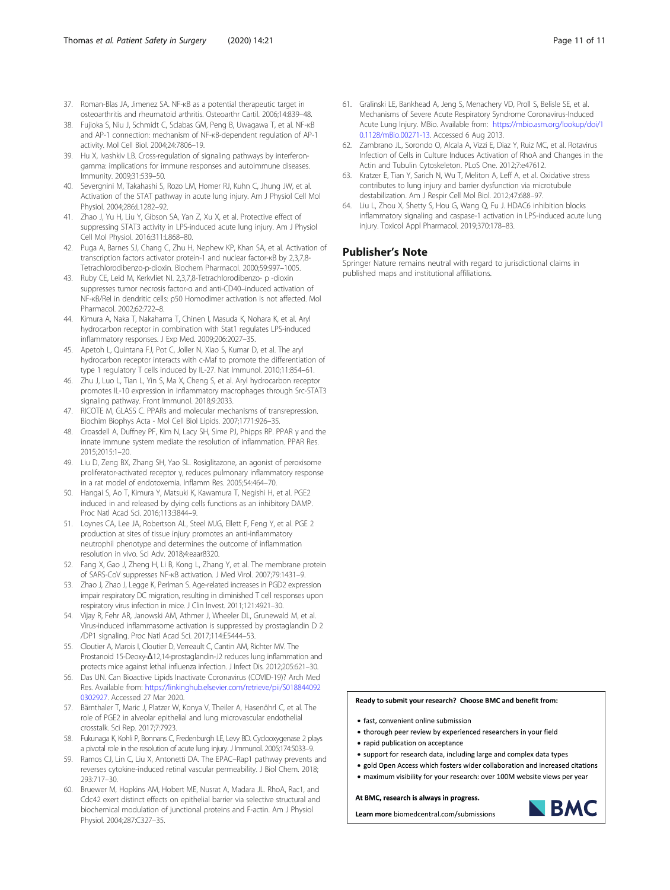37. Roman-Blas JA, Jimenez SA. NF-κB as a potential therapeutic target in osteoarthritis and rheumatoid arthritis. Osteoarthr Cartil. 2006;14:839–48.
38. Fujioka S, Niu J, Schmidt C, Sclabas GM, Peng B, Uwagawa T, et al. NF-κB and AP-1 connection: mechanism of NF-κB-dependent regulation of AP-1 activity. Mol Cell Biol. 2004;24:7806–19.
39. Hu X, Ivashkiv LB. Cross-regulation of signaling pathways by interferon-gamma: implications for immune responses and autoimmune diseases. Immunity. 2009;31:539–50.
40. Severgnini M, Takahashi S, Rozo LM, Homer RJ, Kuhn C, Jhung JW, et al. Activation of the STAT pathway in acute lung injury. Am J Physiol Cell Mol Physiol. 2004;286:L1282–92.
41. Zhao J, Yu H, Liu Y, Gibson SA, Yan Z, Xu X, et al. Protective effect of suppressing STAT3 activity in LPS-induced acute lung injury. Am J Physiol Cell Mol Physiol. 2016;311:L868–80.
42. Puga A, Barnes SJ, Chang C, Zhu H, Nephew KP, Khan SA, et al. Activation of transcription factors activator protein-1 and nuclear factor-κB by 2,3,7,8-Tetrachlorodibenzo-p-dioxin. Biochem Pharmacol. 2000;59:997–1005.
43. Ruby CE, Leid M, Kerkvliet NI. 2,3,7,8-Tetrachlorodibenzo- p -dioxin suppresses tumor necrosis factor-α and anti-CD40–induced activation of NF-κB/Rel in dendritic cells: p50 Homodimer activation is not affected. Mol Pharmacol. 2002;62:722–8.
44. Kimura A, Naka T, Nakahama T, Chinen I, Masuda K, Nohara K, et al. Aryl hydrocarbon receptor in combination with Stat1 regulates LPS-induced inflammatory responses. J Exp Med. 2009;206:2027–35.
45. Apetoh L, Quintana FJ, Pot C, Joller N, Xiao S, Kumar D, et al. The aryl hydrocarbon receptor interacts with c-Maf to promote the differentiation of type 1 regulatory T cells induced by IL-27. Nat Immunol. 2010;11:854–61.
46. Zhu J, Luo L, Tian L, Yin S, Ma X, Cheng S, et al. Aryl hydrocarbon receptor promotes IL-10 expression in inflammatory macrophages through Src-STAT3 signaling pathway. Front Immunol. 2018;9:2033.
47. RICOTE M, GLASS C. PPARs and molecular mechanisms of transrepression. Biochim Biophys Acta - Mol Cell Biol Lipids. 2007;1771:926–35.
48. Croasdell A, Duffney PF, Kim N, Lacy SH, Sime PJ, Phipps RP. PPAR γ and the innate immune system mediate the resolution of inflammation. PPAR Res. 2015;2015:1–20.
49. Liu D, Zeng BX, Zhang SH, Yao SL. Rosiglitazone, an agonist of peroxisome proliferator-activated receptor γ, reduces pulmonary inflammatory response in a rat model of endotoxemia. Inflamm Res. 2005;54:464–70.
50. Hangai S, Ao T, Kimura Y, Matsuki K, Kawamura T, Negishi H, et al. PGE2 induced in and released by dying cells functions as an inhibitory DAMP. Proc Natl Acad Sci. 2016;113:3844–9.
51. Loynes CA, Lee JA, Robertson AL, Steel MJG, Ellett F, Feng Y, et al. PGE 2 production at sites of tissue injury promotes an anti-inflammatory neutrophil phenotype and determines the outcome of inflammation resolution in vivo. Sci Adv. 2018;4:eaar8320.
52. Fang X, Gao J, Zheng H, Li B, Kong L, Zhang Y, et al. The membrane protein of SARS-CoV suppresses NF-κB activation. J Med Virol. 2007;79:1431–9.
53. Zhao J, Zhao J, Legge K, Perlman S. Age-related increases in PGD2 expression impair respiratory DC migration, resulting in diminished T cell responses upon respiratory virus infection in mice. J Clin Invest. 2011;121:4921–30.
54. Vijay R, Fehr AR, Janowski AM, Athmer J, Wheeler DL, Grunewald M, et al. Virus-induced inflammasome activation is suppressed by prostaglandin D 2 /DP1 signaling. Proc Natl Acad Sci. 2017;114:E5444–53.
55. Cloutier A, Marois I, Cloutier D, Verreault C, Cantin AM, Richter MV. The Prostanoid 15-Deoxy-Δ12,14-prostaglandin-J2 reduces lung inflammation and protects mice against lethal influenza infection. J Infect Dis. 2012;205:621–30.
56. Das UN. Can Bioactive Lipids Inactivate Coronavirus (COVID-19)? Arch Med Res. Available from: https://linkinghub.elsevier.com/retrieve/pii/S0188440920302927. Accessed 27 Mar 2020.
57. Bärnthaler T, Maric J, Platzer W, Konya V, Theiler A, Hasenöhrl C, et al. The role of PGE2 in alveolar epithelial and lung microvascular endothelial crosstalk. Sci Rep. 2017;7:7923.
58. Fukunaga K, Kohli P, Bonnans C, Fredenburgh LE, Levy BD. Cyclooxygenase 2 plays a pivotal role in the resolution of acute lung injury. J Immunol. 2005;174:5033–9.
59. Ramos CJ, Lin C, Liu X, Antonetti DA. The EPAC–Rap1 pathway prevents and reverses cytokine-induced retinal vascular permeability. J Biol Chem. 2018;293:717–30.
60. Bruewer M, Hopkins AM, Hobert ME, Nusrat A, Madara JL. RhoA, Rac1, and Cdc42 exert distinct effects on epithelial barrier via selective structural and biochemical modulation of junctional proteins and F-actin. Am J Physiol Physiol. 2004;287:C327–35.
61. Gralinski LE, Bankhead A, Jeng S, Menachery VD, Proll S, Belisle SE, et al. Mechanisms of Severe Acute Respiratory Syndrome Coronavirus-Induced Acute Lung Injury. MBio. Available from: https://mbio.asm.org/lookup/doi/10.1128/mBio.00271-13. Accessed 6 Aug 2013.
62. Zambrano JL, Sorondo O, Alcala A, Vizzi E, Diaz Y, Ruiz MC, et al. Rotavirus Infection of Cells in Culture Induces Activation of RhoA and Changes in the Actin and Tubulin Cytoskeleton. PLoS One. 2012;7:e47612.
63. Kratzer E, Tian Y, Sarich N, Wu T, Meliton A, Leff A, et al. Oxidative stress contributes to lung injury and barrier dysfunction via microtubule destabilization. Am J Respir Cell Mol Biol. 2012;47:688–97.
64. Liu L, Zhou X, Shetty S, Hou G, Wang Q, Fu J. HDAC6 inhibition blocks inflammatory signaling and caspase-1 activation in LPS-induced acute lung injury. Toxicol Appl Pharmacol. 2019;370:178–83.

## Publisher's Note

Springer Nature remains neutral with regard to jurisdictional claims in published maps and institutional affiliations.

**Ready to submit your research? Choose BMC and benefit from:**

- fast, convenient online submission
- thorough peer review by experienced researchers in your field
- rapid publication on acceptance
- support for research data, including large and complex data types
- gold Open Access which fosters wider collaboration and increased citations
- maximum visibility for your research: over 100M website views per year

**At BMC, research is always in progress.**

**Learn more** biomedcentral.com/submissions